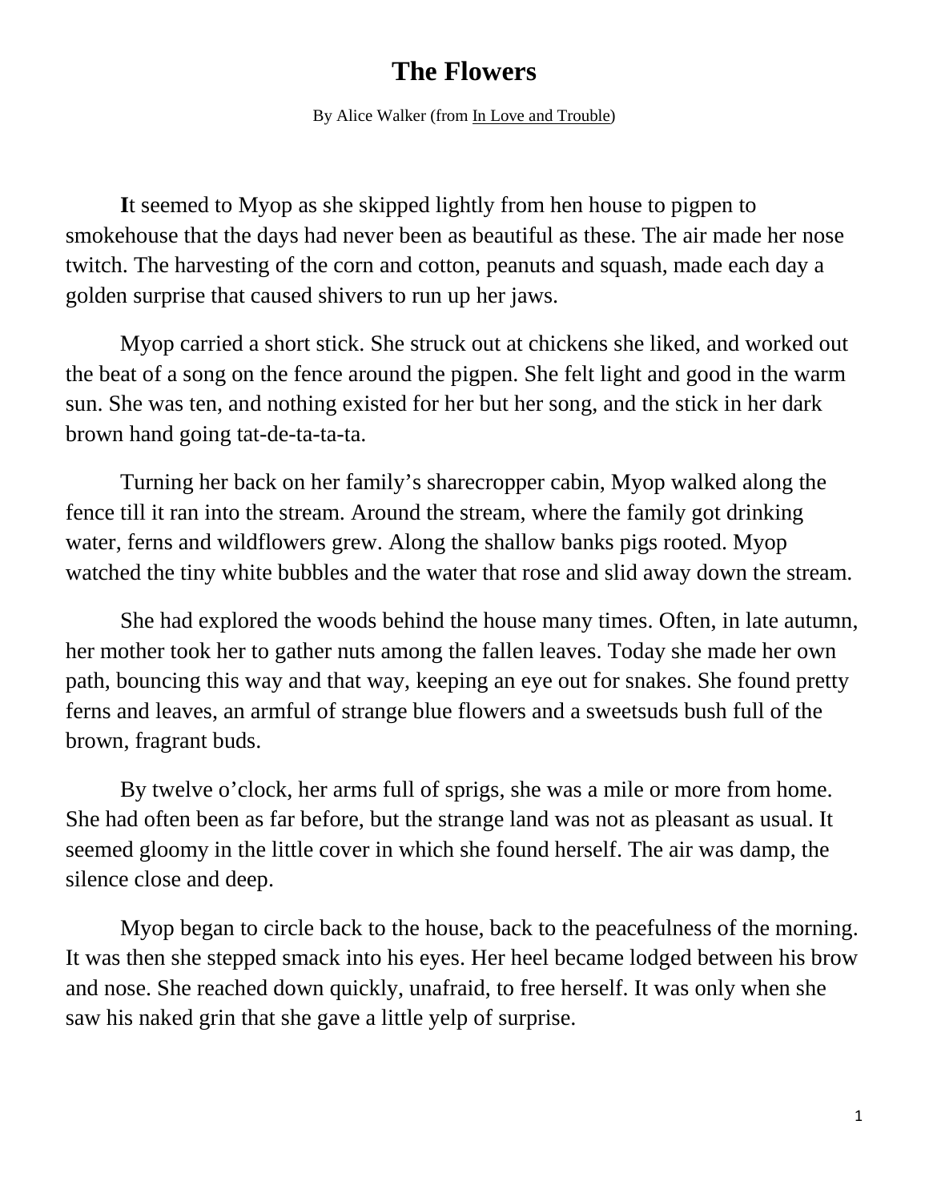# The Flowers

By Alice Walker (from In Love and Trouble)

**I**t seemed to Myop as she skipped lightly from hen house to pigpen to smokehouse that the days had never been as beautiful as these. The air made her nose twitch. The harvesting of the corn and cotton, peanuts and squash, made each day a golden surprise that caused shivers to run up her jaws.

Myop carried a short stick. She struck out at chickens she liked, and worked out the beat of a song on the fence around the pigpen. She felt light and good in the warm sun. She was ten, and nothing existed for her but her song, and the stick in her dark brown hand going tat-de-ta-ta-ta.

Turning her back on her family's sharecropper cabin, Myop walked along the fence till it ran into the stream. Around the stream, where the family got drinking water, ferns and wildflowers grew. Along the shallow banks pigs rooted. Myop watched the tiny white bubbles and the water that rose and slid away down the stream.

She had explored the woods behind the house many times. Often, in late autumn, her mother took her to gather nuts among the fallen leaves. Today she made her own path, bouncing this way and that way, keeping an eye out for snakes. She found pretty ferns and leaves, an armful of strange blue flowers and a sweetsuds bush full of the brown, fragrant buds.

By twelve o'clock, her arms full of sprigs, she was a mile or more from home. She had often been as far before, but the strange land was not as pleasant as usual. It seemed gloomy in the little cover in which she found herself. The air was damp, the silence close and deep.

Myop began to circle back to the house, back to the peacefulness of the morning. It was then she stepped smack into his eyes. Her heel became lodged between his brow and nose. She reached down quickly, unafraid, to free herself. It was only when she saw his naked grin that she gave a little yelp of surprise.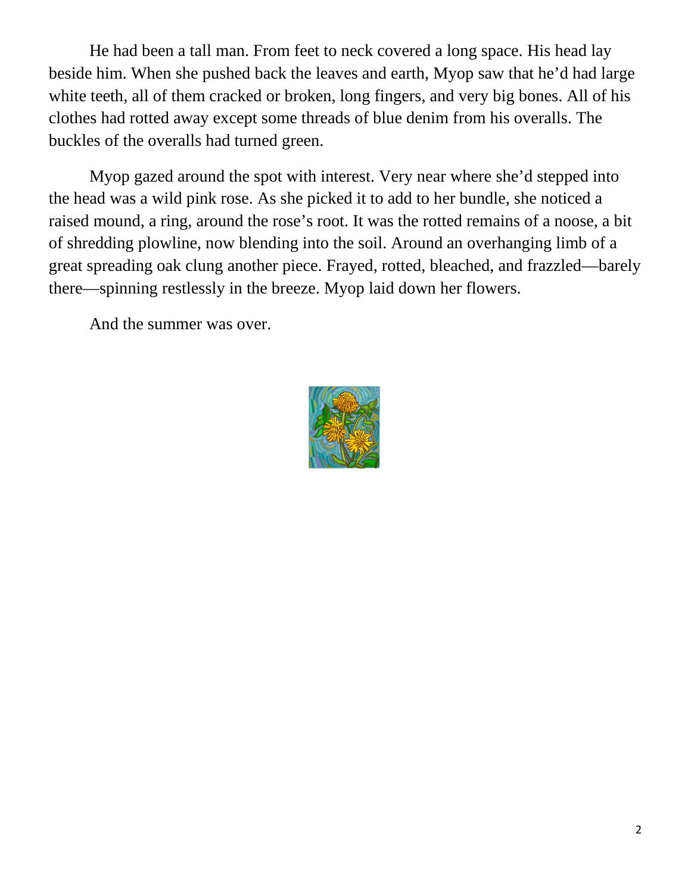He had been a tall man. From feet to neck covered a long space. His head lay beside him. When she pushed back the leaves and earth, Myop saw that he'd had large white teeth, all of them cracked or broken, long fingers, and very big bones. All of his clothes had rotted away except some threads of blue denim from his overalls. The buckles of the overalls had turned green.

Myop gazed around the spot with interest. Very near where she'd stepped into the head was a wild pink rose. As she picked it to add to her bundle, she noticed a raised mound, a ring, around the rose's root. It was the rotted remains of a noose, a bit of shredding plowline, now blending into the soil. Around an overhanging limb of a great spreading oak clung another piece. Frayed, rotted, bleached, and frazzled—barely there—spinning restlessly in the breeze. Myop laid down her flowers.

And the summer was over.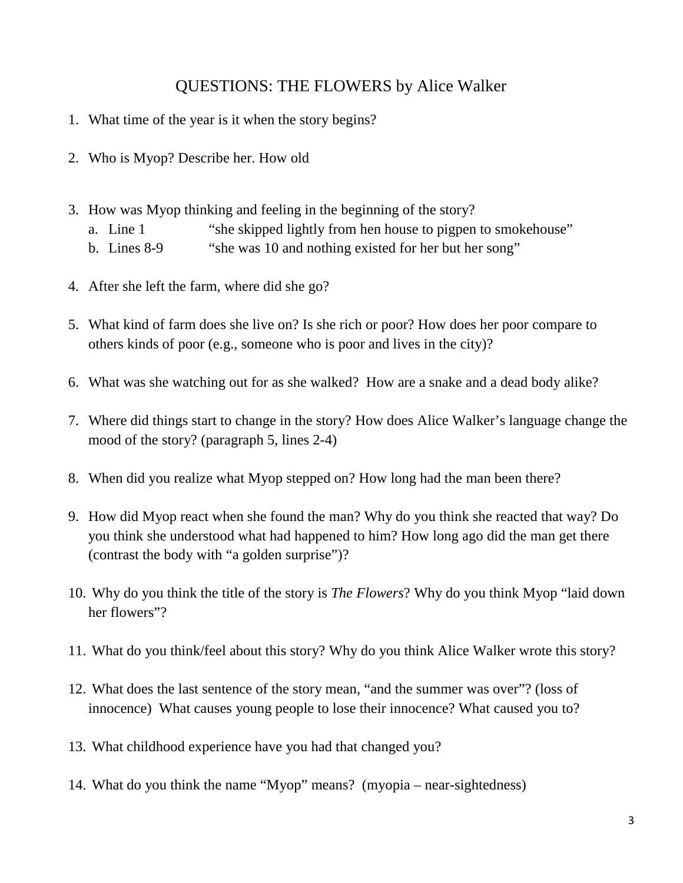# QUESTIONS: THE FLOWERS by Alice Walker

1. What time of the year is it when the story begins?
2. Who is Myop? Describe her. How old
3. How was Myop thinking and feeling in the beginning of the story?
   a. Line 1 "she skipped lightly from hen house to pigpen to smokehouse"
   b. Lines 8-9 "she was 10 and nothing existed for her but her song"
4. After she left the farm, where did she go?
5. What kind of farm does she live on? Is she rich or poor? How does her poor compare to others kinds of poor (e.g., someone who is poor and lives in the city)?
6. What was she watching out for as she walked? How are a snake and a dead body alike?
7. Where did things start to change in the story? How does Alice Walker's language change the mood of the story? (paragraph 5, lines 2-4)
8. When did you realize what Myop stepped on? How long had the man been there?
9. How did Myop react when she found the man? Why do you think she reacted that way? Do you think she understood what had happened to him? How long ago did the man get there (contrast the body with "a golden surprise")?
10. Why do you think the title of the story is *The Flowers*? Why do you think Myop "laid down her flowers"?
11. What do you think/feel about this story? Why do you think Alice Walker wrote this story?
12. What does the last sentence of the story mean, "and the summer was over"? (loss of innocence) What causes young people to lose their innocence? What caused you to?
13. What childhood experience have you had that changed you?
14. What do you think the name "Myop" means? (myopia – near-sightedness)